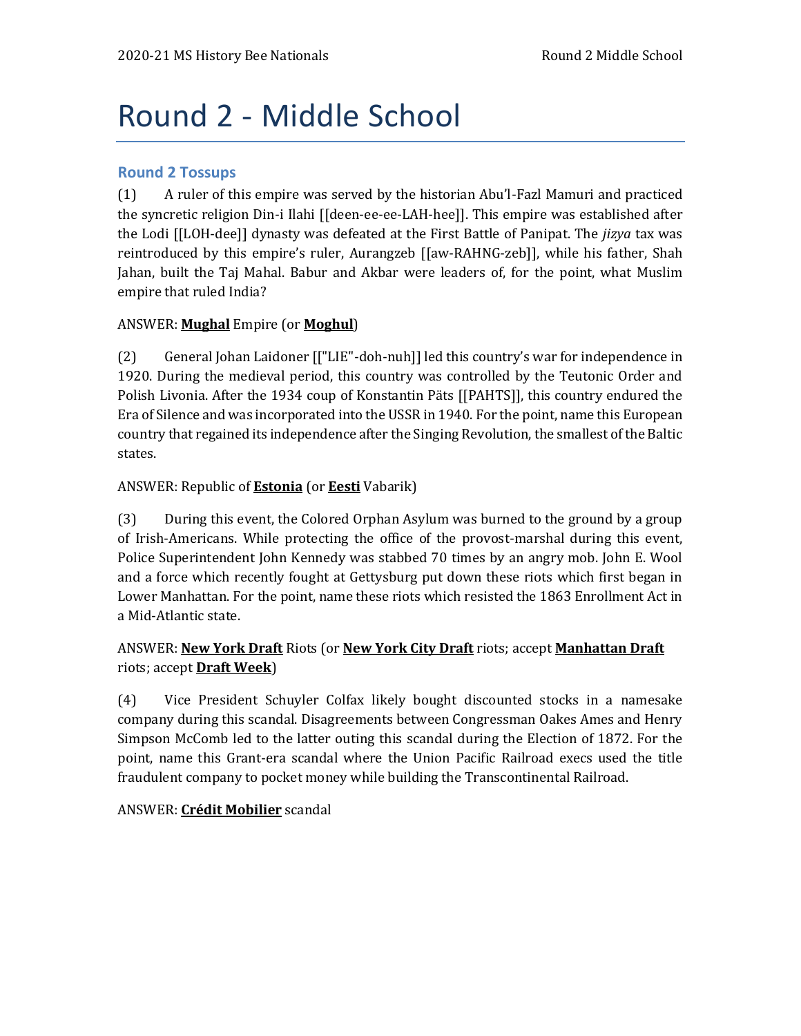# Round 2 - Middle School

## Round 2 Tossups

(1) A ruler of this empire was served by the historian Abu'l-Fazl Mamuri and practiced the syncretic religion Din-i Ilahi [[deen-ee-ee-LAH-hee]]. This empire was established after the Lodi [[LOH-dee]] dynasty was defeated at the First Battle of Panipat. The *jizya* tax was reintroduced by this empire's ruler, Aurangzeb [[aw-RAHNG-zeb]], while his father, Shah Jahan, built the Taj Mahal. Babur and Akbar were leaders of, for the point, what Muslim empire that ruled India?

ANSWER: **Mughal** Empire (or **Moghul**)

(2) General Johan Laidoner [["LIE"-doh-nuh]] led this country's war for independence in 1920. During the medieval period, this country was controlled by the Teutonic Order and Polish Livonia. After the 1934 coup of Konstantin Päts [[PAHTS]], this country endured the Era of Silence and was incorporated into the USSR in 1940. For the point, name this European country that regained its independence after the Singing Revolution, the smallest of the Baltic states.

ANSWER: Republic of **Estonia** (or **Eesti** Vabarik)

(3) During this event, the Colored Orphan Asylum was burned to the ground by a group of Irish-Americans. While protecting the office of the provost-marshal during this event, Police Superintendent John Kennedy was stabbed 70 times by an angry mob. John E. Wool and a force which recently fought at Gettysburg put down these riots which first began in Lower Manhattan. For the point, name these riots which resisted the 1863 Enrollment Act in a Mid-Atlantic state.

ANSWER: **New York Draft** Riots (or **New York City Draft** riots; accept **Manhattan Draft** riots; accept **Draft Week**)

(4) Vice President Schuyler Colfax likely bought discounted stocks in a namesake company during this scandal. Disagreements between Congressman Oakes Ames and Henry Simpson McComb led to the latter outing this scandal during the Election of 1872. For the point, name this Grant-era scandal where the Union Pacific Railroad execs used the title fraudulent company to pocket money while building the Transcontinental Railroad.

ANSWER: **Crédit Mobilier** scandal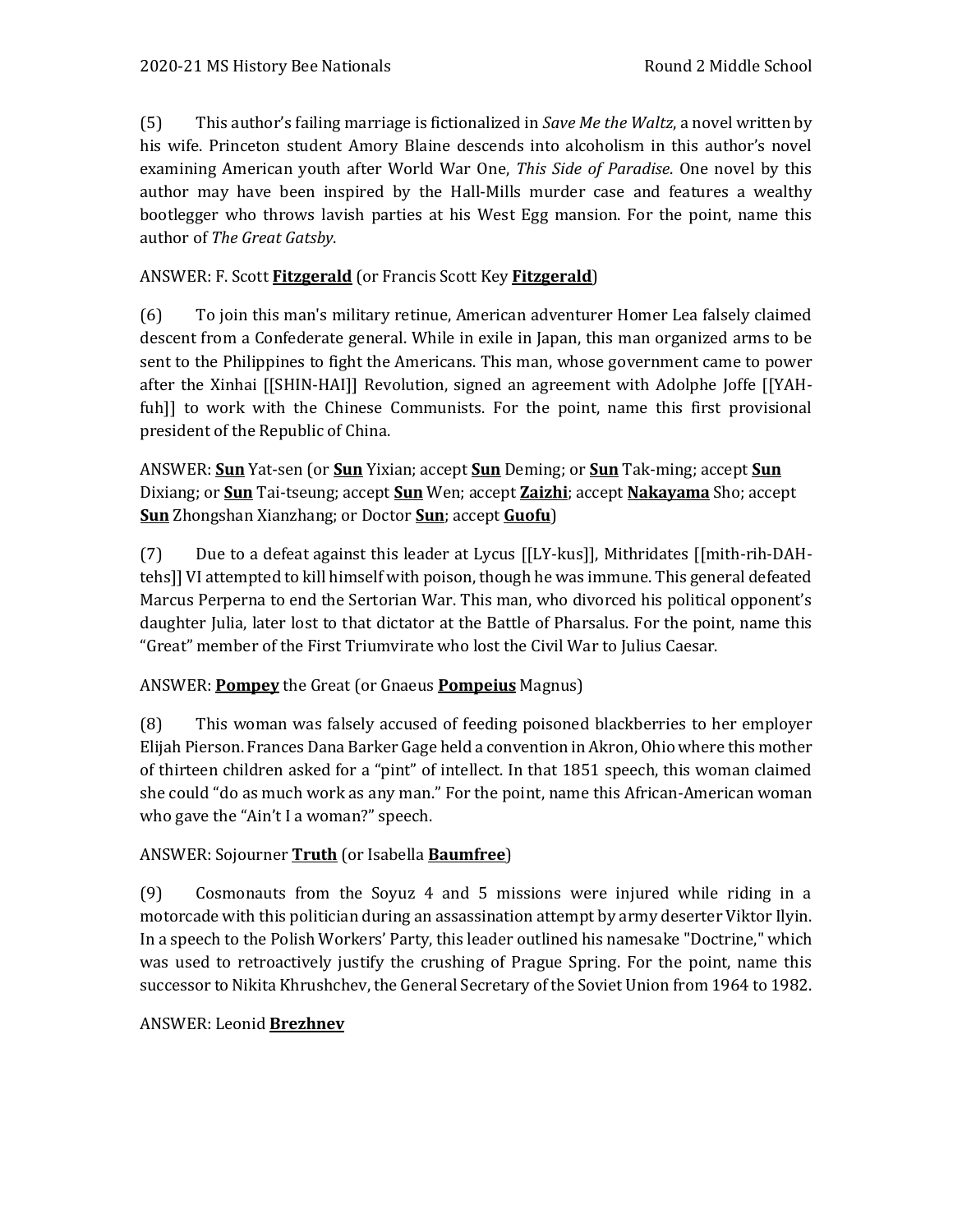(5) This author's failing marriage is fictionalized in *Save Me the Waltz*, a novel written by his wife. Princeton student Amory Blaine descends into alcoholism in this author's novel examining American youth after World War One, *This Side of Paradise*. One novel by this author may have been inspired by the Hall-Mills murder case and features a wealthy bootlegger who throws lavish parties at his West Egg mansion. For the point, name this author of *The Great Gatsby*.

ANSWER: F. Scott **Fitzgerald** (or Francis Scott Key **Fitzgerald**)

(6) To join this man's military retinue, American adventurer Homer Lea falsely claimed descent from a Confederate general. While in exile in Japan, this man organized arms to be sent to the Philippines to fight the Americans. This man, whose government came to power after the Xinhai [[SHIN-HAI]] Revolution, signed an agreement with Adolphe Joffe [[YAH-fuh]] to work with the Chinese Communists. For the point, name this first provisional president of the Republic of China.

ANSWER: **Sun** Yat-sen (or **Sun** Yixian; accept **Sun** Deming; or **Sun** Tak-ming; accept **Sun** Dixiang; or **Sun** Tai-tseung; accept **Sun** Wen; accept **Zaizhi**; accept **Nakayama** Sho; accept **Sun** Zhongshan Xianzhang; or Doctor **Sun**; accept **Guofu**)

(7) Due to a defeat against this leader at Lycus [[LY-kus]], Mithridates [[mith-rih-DAH-tehs]] VI attempted to kill himself with poison, though he was immune. This general defeated Marcus Perperna to end the Sertorian War. This man, who divorced his political opponent's daughter Julia, later lost to that dictator at the Battle of Pharsalus. For the point, name this "Great" member of the First Triumvirate who lost the Civil War to Julius Caesar.

ANSWER: **Pompey** the Great (or Gnaeus **Pompeius** Magnus)

(8) This woman was falsely accused of feeding poisoned blackberries to her employer Elijah Pierson. Frances Dana Barker Gage held a convention in Akron, Ohio where this mother of thirteen children asked for a "pint" of intellect. In that 1851 speech, this woman claimed she could "do as much work as any man." For the point, name this African-American woman who gave the "Ain't I a woman?" speech.

ANSWER: Sojourner **Truth** (or Isabella **Baumfree**)

(9) Cosmonauts from the Soyuz 4 and 5 missions were injured while riding in a motorcade with this politician during an assassination attempt by army deserter Viktor Ilyin. In a speech to the Polish Workers' Party, this leader outlined his namesake "Doctrine," which was used to retroactively justify the crushing of Prague Spring. For the point, name this successor to Nikita Khrushchev, the General Secretary of the Soviet Union from 1964 to 1982.

ANSWER: Leonid **Brezhnev**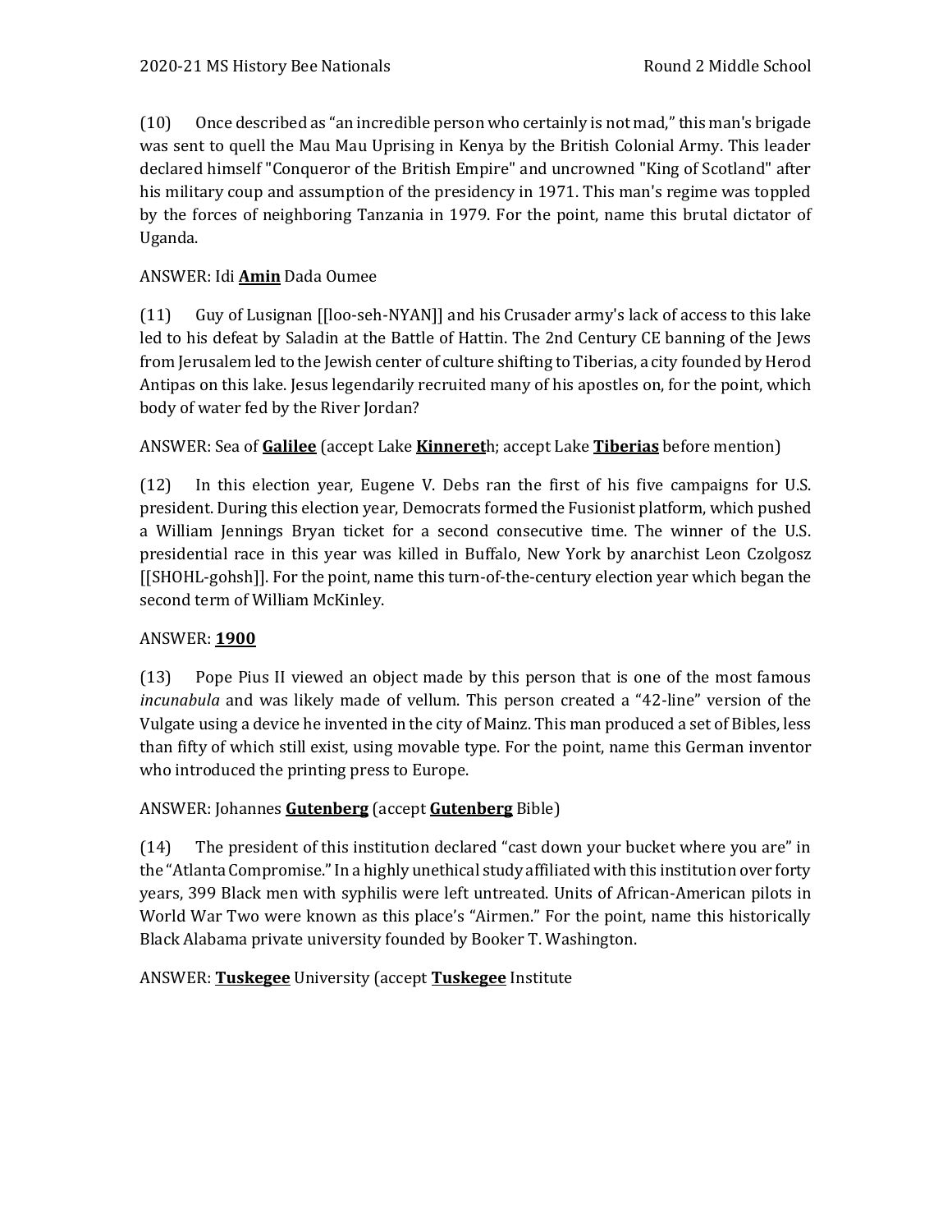(10) Once described as "an incredible person who certainly is not mad," this man's brigade was sent to quell the Mau Mau Uprising in Kenya by the British Colonial Army. This leader declared himself "Conqueror of the British Empire" and uncrowned "King of Scotland" after his military coup and assumption of the presidency in 1971. This man's regime was toppled by the forces of neighboring Tanzania in 1979. For the point, name this brutal dictator of Uganda.

ANSWER: Idi **Amin** Dada Oumee

(11) Guy of Lusignan [[loo-seh-NYAN]] and his Crusader army's lack of access to this lake led to his defeat by Saladin at the Battle of Hattin. The 2nd Century CE banning of the Jews from Jerusalem led to the Jewish center of culture shifting to Tiberias, a city founded by Herod Antipas on this lake. Jesus legendarily recruited many of his apostles on, for the point, which body of water fed by the River Jordan?

ANSWER: Sea of **Galilee** (accept Lake **Kinneret**h; accept Lake **Tiberias** before mention)

(12) In this election year, Eugene V. Debs ran the first of his five campaigns for U.S. president. During this election year, Democrats formed the Fusionist platform, which pushed a William Jennings Bryan ticket for a second consecutive time. The winner of the U.S. presidential race in this year was killed in Buffalo, New York by anarchist Leon Czolgosz [[SHOHL-gohsh]]. For the point, name this turn-of-the-century election year which began the second term of William McKinley.

ANSWER: **1900**

(13) Pope Pius II viewed an object made by this person that is one of the most famous *incunabula* and was likely made of vellum. This person created a "42-line" version of the Vulgate using a device he invented in the city of Mainz. This man produced a set of Bibles, less than fifty of which still exist, using movable type. For the point, name this German inventor who introduced the printing press to Europe.

ANSWER: Johannes **Gutenberg** (accept **Gutenberg** Bible)

(14) The president of this institution declared "cast down your bucket where you are" in the "Atlanta Compromise." In a highly unethical study affiliated with this institution over forty years, 399 Black men with syphilis were left untreated. Units of African-American pilots in World War Two were known as this place's "Airmen." For the point, name this historically Black Alabama private university founded by Booker T. Washington.

ANSWER: **Tuskegee** University (accept **Tuskegee** Institute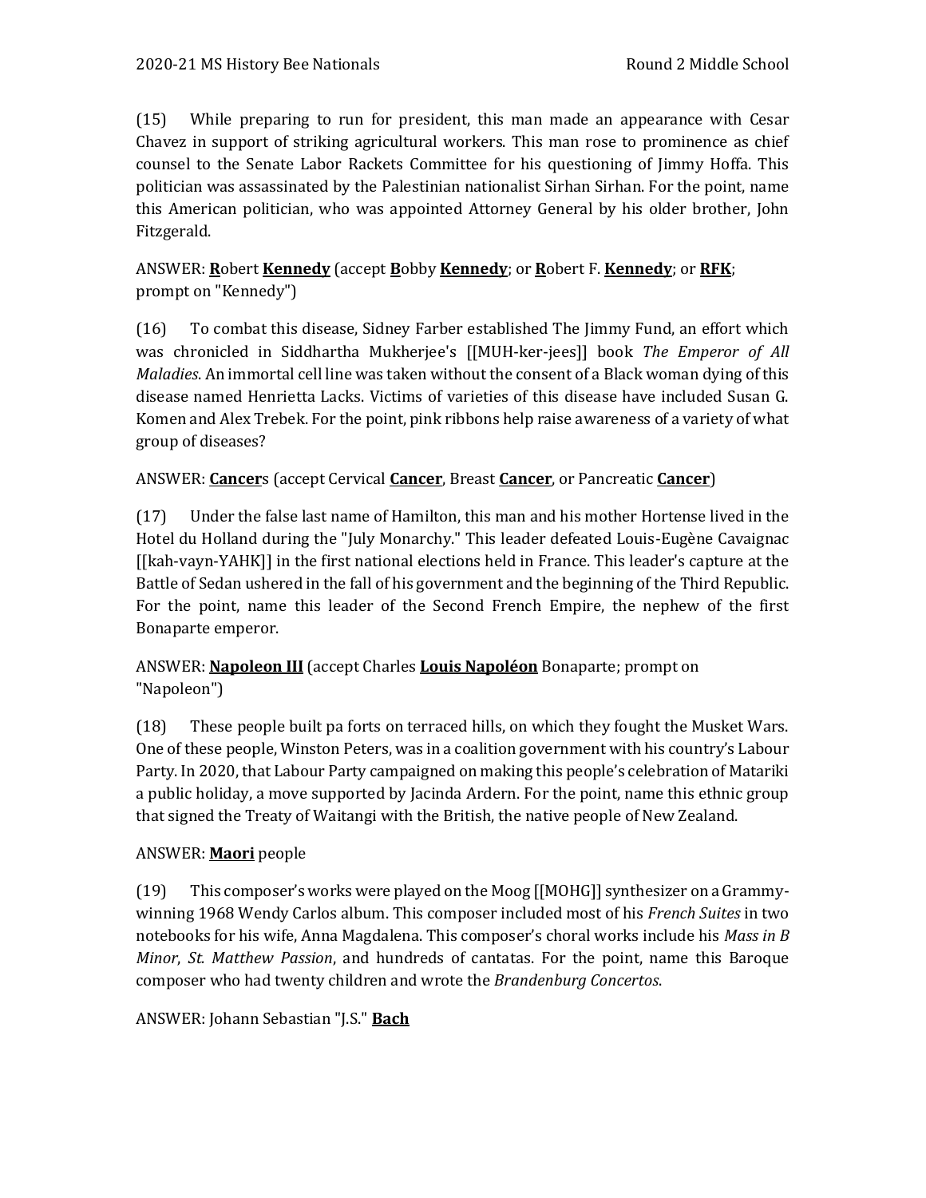(15) While preparing to run for president, this man made an appearance with Cesar Chavez in support of striking agricultural workers. This man rose to prominence as chief counsel to the Senate Labor Rackets Committee for his questioning of Jimmy Hoffa. This politician was assassinated by the Palestinian nationalist Sirhan Sirhan. For the point, name this American politician, who was appointed Attorney General by his older brother, John Fitzgerald.

ANSWER: **R**obert **Kennedy** (accept **B**obby **Kennedy**; or **R**obert F. **Kennedy**; or **RFK**; prompt on "Kennedy")

(16) To combat this disease, Sidney Farber established The Jimmy Fund, an effort which was chronicled in Siddhartha Mukherjee's [[MUH-ker-jees]] book *The Emperor of All Maladies*. An immortal cell line was taken without the consent of a Black woman dying of this disease named Henrietta Lacks. Victims of varieties of this disease have included Susan G. Komen and Alex Trebek. For the point, pink ribbons help raise awareness of a variety of what group of diseases?

ANSWER: **Cancer**s (accept Cervical **Cancer**, Breast **Cancer**, or Pancreatic **Cancer**)

(17) Under the false last name of Hamilton, this man and his mother Hortense lived in the Hotel du Holland during the "July Monarchy." This leader defeated Louis-Eugène Cavaignac [[kah-vayn-YAHK]] in the first national elections held in France. This leader's capture at the Battle of Sedan ushered in the fall of his government and the beginning of the Third Republic. For the point, name this leader of the Second French Empire, the nephew of the first Bonaparte emperor.

ANSWER: **Napoleon III** (accept Charles **Louis Napoléon** Bonaparte; prompt on "Napoleon")

(18) These people built pa forts on terraced hills, on which they fought the Musket Wars. One of these people, Winston Peters, was in a coalition government with his country's Labour Party. In 2020, that Labour Party campaigned on making this people's celebration of Matariki a public holiday, a move supported by Jacinda Ardern. For the point, name this ethnic group that signed the Treaty of Waitangi with the British, the native people of New Zealand.

ANSWER: **Maori** people

(19) This composer's works were played on the Moog [[MOHG]] synthesizer on a Grammy-winning 1968 Wendy Carlos album. This composer included most of his *French Suites* in two notebooks for his wife, Anna Magdalena. This composer's choral works include his *Mass in B Minor*, *St. Matthew Passion*, and hundreds of cantatas. For the point, name this Baroque composer who had twenty children and wrote the *Brandenburg Concertos*.

ANSWER: Johann Sebastian "J.S." **Bach**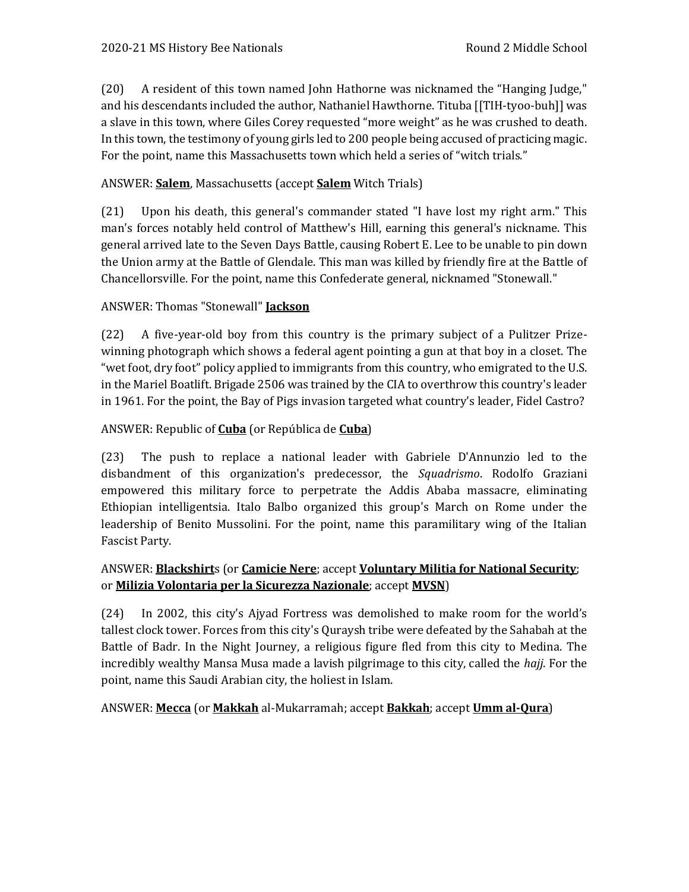(20) A resident of this town named John Hathorne was nicknamed the "Hanging Judge," and his descendants included the author, Nathaniel Hawthorne. Tituba [[TIH-tyoo-buh]] was a slave in this town, where Giles Corey requested "more weight" as he was crushed to death. In this town, the testimony of young girls led to 200 people being accused of practicing magic. For the point, name this Massachusetts town which held a series of "witch trials."

ANSWER: **Salem**, Massachusetts (accept **Salem** Witch Trials)

(21) Upon his death, this general's commander stated "I have lost my right arm." This man's forces notably held control of Matthew's Hill, earning this general's nickname. This general arrived late to the Seven Days Battle, causing Robert E. Lee to be unable to pin down the Union army at the Battle of Glendale. This man was killed by friendly fire at the Battle of Chancellorsville. For the point, name this Confederate general, nicknamed "Stonewall."

ANSWER: Thomas "Stonewall" **Jackson**

(22) A five-year-old boy from this country is the primary subject of a Pulitzer Prize-winning photograph which shows a federal agent pointing a gun at that boy in a closet. The "wet foot, dry foot" policy applied to immigrants from this country, who emigrated to the U.S. in the Mariel Boatlift. Brigade 2506 was trained by the CIA to overthrow this country's leader in 1961. For the point, the Bay of Pigs invasion targeted what country's leader, Fidel Castro?

ANSWER: Republic of **Cuba** (or República de **Cuba**)

(23) The push to replace a national leader with Gabriele D'Annunzio led to the disbandment of this organization's predecessor, the *Squadrismo*. Rodolfo Graziani empowered this military force to perpetrate the Addis Ababa massacre, eliminating Ethiopian intelligentsia. Italo Balbo organized this group's March on Rome under the leadership of Benito Mussolini. For the point, name this paramilitary wing of the Italian Fascist Party.

ANSWER: **Blackshirt**s (or **Camicie Nere**; accept **Voluntary Militia for National Security**; or **Milizia Volontaria per la Sicurezza Nazionale**; accept **MVSN**)

(24) In 2002, this city's Ajyad Fortress was demolished to make room for the world's tallest clock tower. Forces from this city's Quraysh tribe were defeated by the Sahabah at the Battle of Badr. In the Night Journey, a religious figure fled from this city to Medina. The incredibly wealthy Mansa Musa made a lavish pilgrimage to this city, called the *hajj*. For the point, name this Saudi Arabian city, the holiest in Islam.

ANSWER: **Mecca** (or **Makkah** al-Mukarramah; accept **Bakkah**; accept **Umm al-Qura**)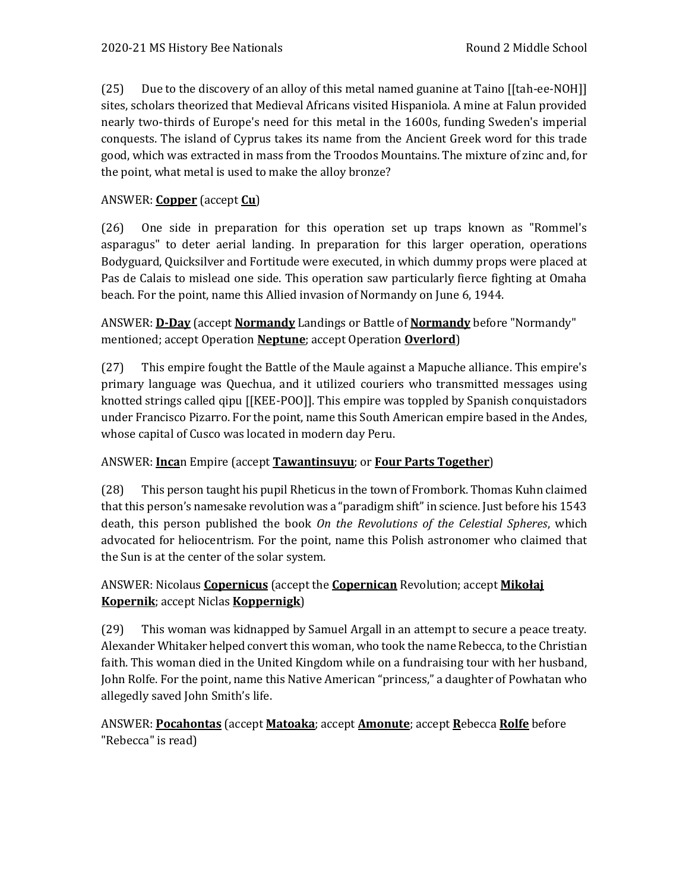(25) Due to the discovery of an alloy of this metal named guanine at Taino [[tah-ee-NOH]] sites, scholars theorized that Medieval Africans visited Hispaniola. A mine at Falun provided nearly two-thirds of Europe's need for this metal in the 1600s, funding Sweden's imperial conquests. The island of Cyprus takes its name from the Ancient Greek word for this trade good, which was extracted in mass from the Troodos Mountains. The mixture of zinc and, for the point, what metal is used to make the alloy bronze?

ANSWER: **Copper** (accept **Cu**)

(26) One side in preparation for this operation set up traps known as "Rommel's asparagus" to deter aerial landing. In preparation for this larger operation, operations Bodyguard, Quicksilver and Fortitude were executed, in which dummy props were placed at Pas de Calais to mislead one side. This operation saw particularly fierce fighting at Omaha beach. For the point, name this Allied invasion of Normandy on June 6, 1944.

ANSWER: **D-Day** (accept **Normandy** Landings or Battle of **Normandy** before "Normandy" mentioned; accept Operation **Neptune**; accept Operation **Overlord**)

(27) This empire fought the Battle of the Maule against a Mapuche alliance. This empire's primary language was Quechua, and it utilized couriers who transmitted messages using knotted strings called qipu [[KEE-POO]]. This empire was toppled by Spanish conquistadors under Francisco Pizarro. For the point, name this South American empire based in the Andes, whose capital of Cusco was located in modern day Peru.

ANSWER: **Inca**n Empire (accept **Tawantinsuyu**; or **Four Parts Together**)

(28) This person taught his pupil Rheticus in the town of Frombork. Thomas Kuhn claimed that this person's namesake revolution was a "paradigm shift" in science. Just before his 1543 death, this person published the book *On the Revolutions of the Celestial Spheres*, which advocated for heliocentrism. For the point, name this Polish astronomer who claimed that the Sun is at the center of the solar system.

ANSWER: Nicolaus **Copernicus** (accept the **Copernican** Revolution; accept **Mikołaj Kopernik**; accept Niclas **Koppernigk**)

(29) This woman was kidnapped by Samuel Argall in an attempt to secure a peace treaty. Alexander Whitaker helped convert this woman, who took the name Rebecca, to the Christian faith. This woman died in the United Kingdom while on a fundraising tour with her husband, John Rolfe. For the point, name this Native American "princess," a daughter of Powhatan who allegedly saved John Smith's life.

ANSWER: **Pocahontas** (accept **Matoaka**; accept **Amonute**; accept **R**ebecca **Rolfe** before "Rebecca" is read)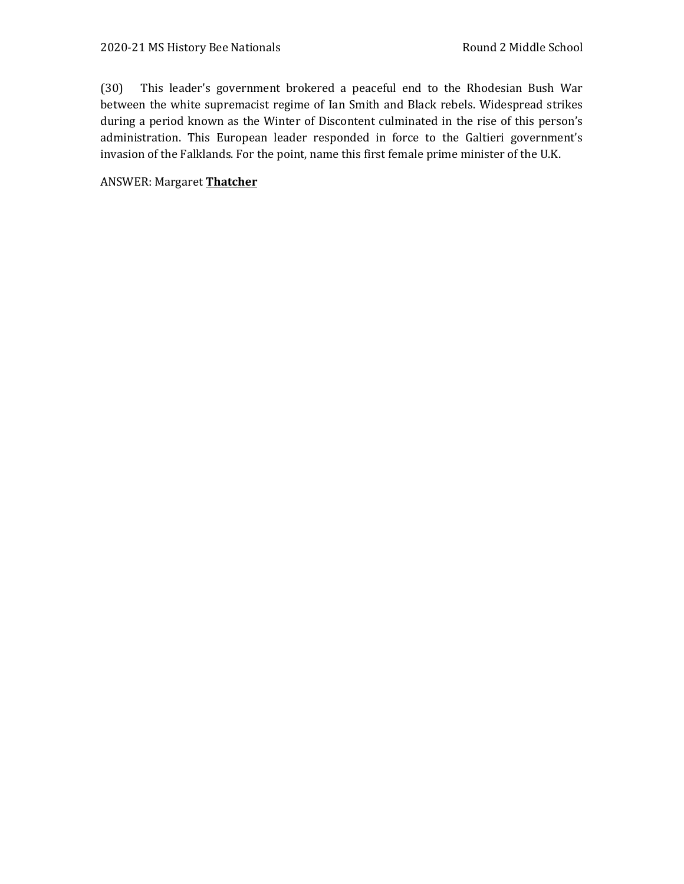(30) This leader's government brokered a peaceful end to the Rhodesian Bush War between the white supremacist regime of Ian Smith and Black rebels. Widespread strikes during a period known as the Winter of Discontent culminated in the rise of this person's administration. This European leader responded in force to the Galtieri government's invasion of the Falklands. For the point, name this first female prime minister of the U.K.

ANSWER: Margaret **<u>Thatcher</u>**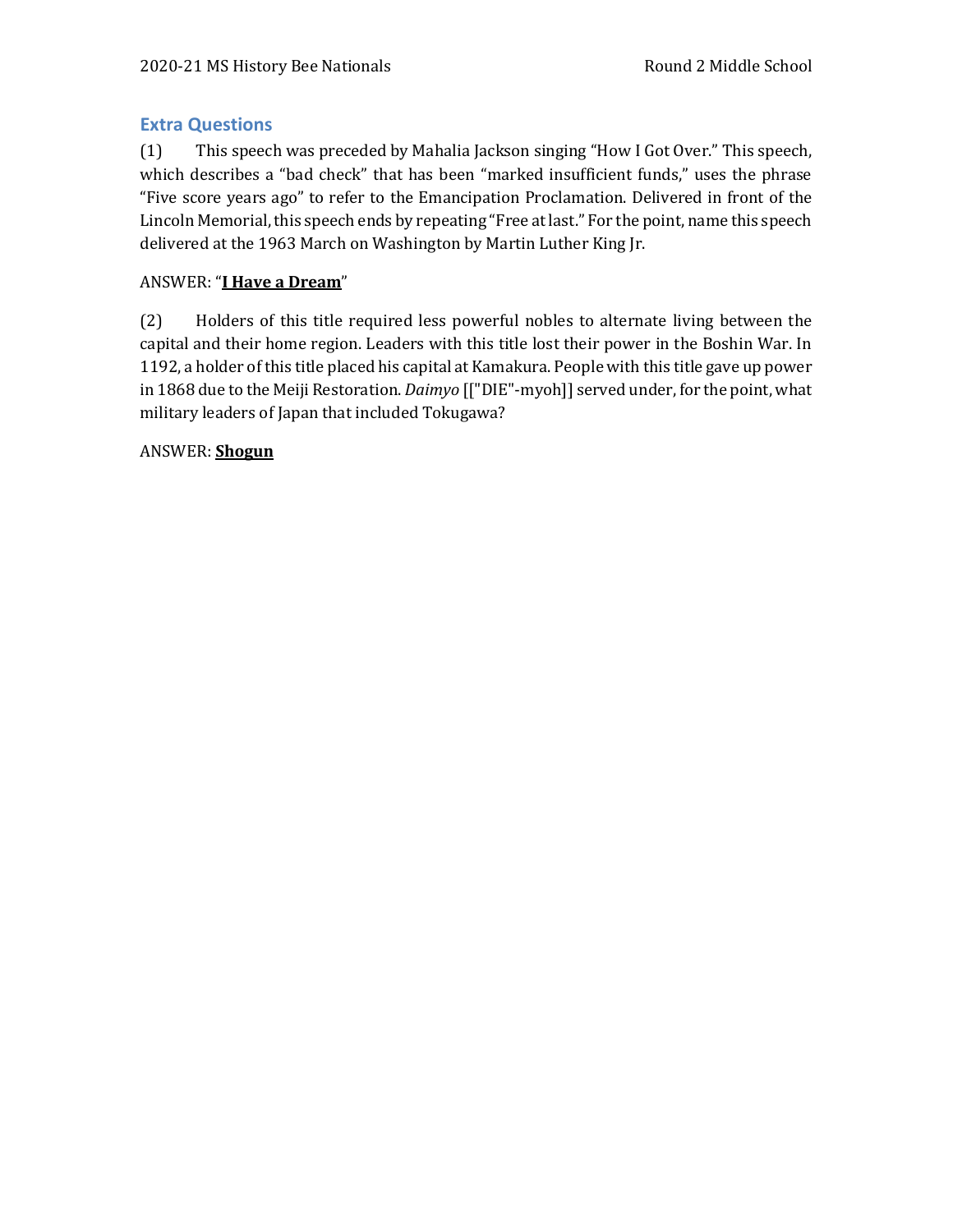## Extra Questions

(1) This speech was preceded by Mahalia Jackson singing "How I Got Over." This speech, which describes a "bad check" that has been "marked insufficient funds," uses the phrase "Five score years ago" to refer to the Emancipation Proclamation. Delivered in front of the Lincoln Memorial, this speech ends by repeating "Free at last." For the point, name this speech delivered at the 1963 March on Washington by Martin Luther King Jr.

ANSWER: "**I Have a Dream**"

(2) Holders of this title required less powerful nobles to alternate living between the capital and their home region. Leaders with this title lost their power in the Boshin War. In 1192, a holder of this title placed his capital at Kamakura. People with this title gave up power in 1868 due to the Meiji Restoration. *Daimyo* [["DIE"-myoh]] served under, for the point, what military leaders of Japan that included Tokugawa?

ANSWER: **Shogun**